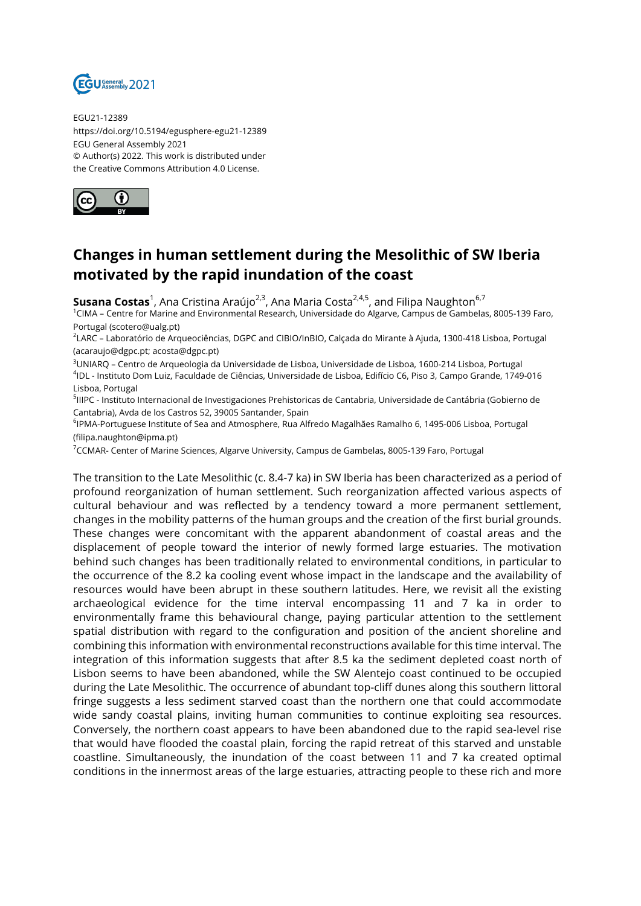EGU21-12389
https://doi.org/10.5194/egusphere-egu21-12389
EGU General Assembly 2021
© Author(s) 2022. This work is distributed under
the Creative Commons Attribution 4.0 License.

# Changes in human settlement during the Mesolithic of SW Iberia motivated by the rapid inundation of the coast

**Susana Costas**[1], Ana Cristina Araújo[2,3], Ana Maria Costa[2,4,5], and Filipa Naughton[6,7]

[1]CIMA – Centre for Marine and Environmental Research, Universidade do Algarve, Campus de Gambelas, 8005-139 Faro, Portugal (scotero@ualg.pt)
[2]LARC – Laboratório de Arqueociências, DGPC and CIBIO/InBIO, Calçada do Mirante à Ajuda, 1300-418 Lisboa, Portugal (acaraujo@dgpc.pt; acosta@dgpc.pt)
[3]UNIARQ – Centro de Arqueologia da Universidade de Lisboa, Universidade de Lisboa, 1600-214 Lisboa, Portugal
[4]IDL - Instituto Dom Luiz, Faculdade de Ciências, Universidade de Lisboa, Edifício C6, Piso 3, Campo Grande, 1749-016 Lisboa, Portugal
[5]IIIPC - Instituto Internacional de Investigaciones Prehistoricas de Cantabria, Universidade de Cantábria (Gobierno de Cantabria), Avda de los Castros 52, 39005 Santander, Spain
[6]IPMA-Portuguese Institute of Sea and Atmosphere, Rua Alfredo Magalhães Ramalho 6, 1495-006 Lisboa, Portugal (filipa.naughton@ipma.pt)
[7]CCMAR- Center of Marine Sciences, Algarve University, Campus de Gambelas, 8005-139 Faro, Portugal

The transition to the Late Mesolithic (c. 8.4-7 ka) in SW Iberia has been characterized as a period of profound reorganization of human settlement. Such reorganization affected various aspects of cultural behaviour and was reflected by a tendency toward a more permanent settlement, changes in the mobility patterns of the human groups and the creation of the first burial grounds. These changes were concomitant with the apparent abandonment of coastal areas and the displacement of people toward the interior of newly formed large estuaries. The motivation behind such changes has been traditionally related to environmental conditions, in particular to the occurrence of the 8.2 ka cooling event whose impact in the landscape and the availability of resources would have been abrupt in these southern latitudes. Here, we revisit all the existing archaeological evidence for the time interval encompassing 11 and 7 ka in order to environmentally frame this behavioural change, paying particular attention to the settlement spatial distribution with regard to the configuration and position of the ancient shoreline and combining this information with environmental reconstructions available for this time interval. The integration of this information suggests that after 8.5 ka the sediment depleted coast north of Lisbon seems to have been abandoned, while the SW Alentejo coast continued to be occupied during the Late Mesolithic. The occurrence of abundant top-cliff dunes along this southern littoral fringe suggests a less sediment starved coast than the northern one that could accommodate wide sandy coastal plains, inviting human communities to continue exploiting sea resources. Conversely, the northern coast appears to have been abandoned due to the rapid sea-level rise that would have flooded the coastal plain, forcing the rapid retreat of this starved and unstable coastline. Simultaneously, the inundation of the coast between 11 and 7 ka created optimal conditions in the innermost areas of the large estuaries, attracting people to these rich and more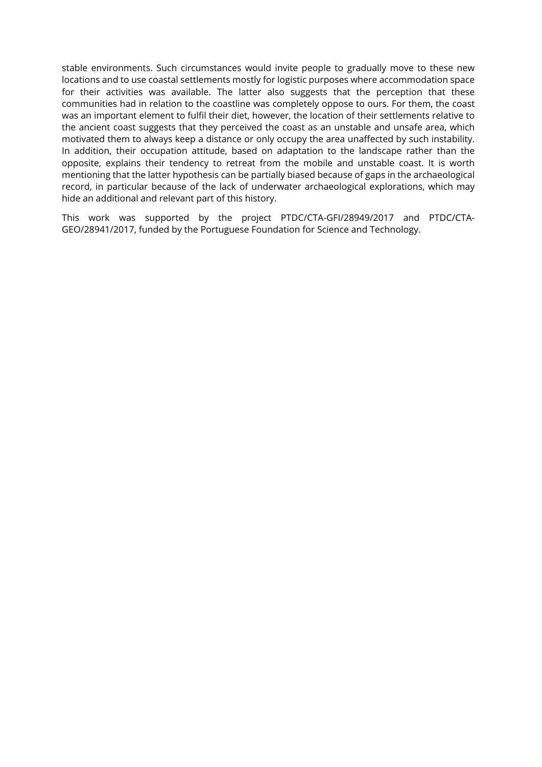stable environments. Such circumstances would invite people to gradually move to these new locations and to use coastal settlements mostly for logistic purposes where accommodation space for their activities was available. The latter also suggests that the perception that these communities had in relation to the coastline was completely oppose to ours. For them, the coast was an important element to fulfil their diet, however, the location of their settlements relative to the ancient coast suggests that they perceived the coast as an unstable and unsafe area, which motivated them to always keep a distance or only occupy the area unaffected by such instability. In addition, their occupation attitude, based on adaptation to the landscape rather than the opposite, explains their tendency to retreat from the mobile and unstable coast. It is worth mentioning that the latter hypothesis can be partially biased because of gaps in the archaeological record, in particular because of the lack of underwater archaeological explorations, which may hide an additional and relevant part of this history.

This work was supported by the project PTDC/CTA-GFI/28949/2017 and PTDC/CTA-GEO/28941/2017, funded by the Portuguese Foundation for Science and Technology.